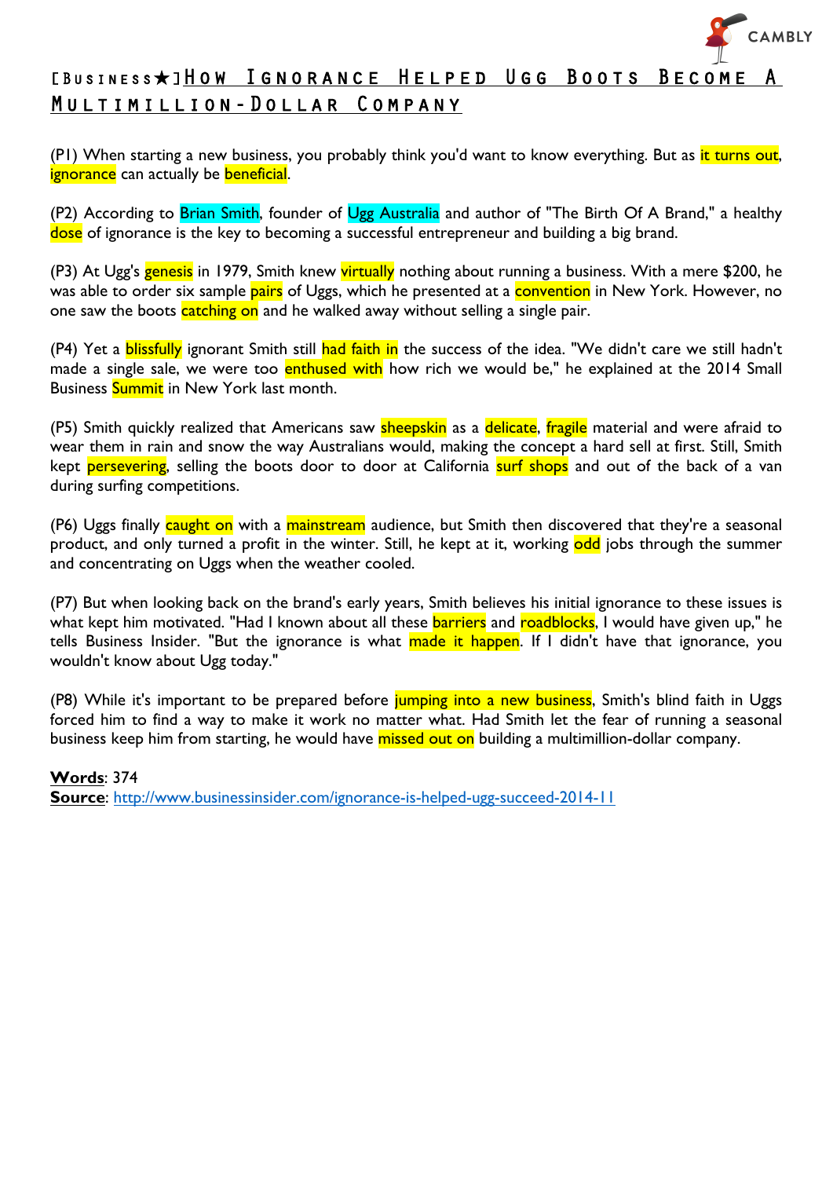# [Business★]How Ignorance Helped Ugg Boots Become A Multimillion-Dollar Company

(P1) When starting a new business, you probably think you'd want to know everything. But as it turns out, ignorance can actually be beneficial.

(P2) According to Brian Smith, founder of Ugg Australia and author of "The Birth Of A Brand," a healthy dose of ignorance is the key to becoming a successful entrepreneur and building a big brand.

(P3) At Ugg's genesis in 1979, Smith knew virtually nothing about running a business. With a mere $200, he was able to order six sample pairs of Uggs, which he presented at a convention in New York. However, no one saw the boots catching on and he walked away without selling a single pair.

(P4) Yet a blissfully ignorant Smith still had faith in the success of the idea. "We didn't care we still hadn't made a single sale, we were too enthused with how rich we would be," he explained at the 2014 Small Business Summit in New York last month.

(P5) Smith quickly realized that Americans saw sheepskin as a delicate, fragile material and were afraid to wear them in rain and snow the way Australians would, making the concept a hard sell at first. Still, Smith kept persevering, selling the boots door to door at California surf shops and out of the back of a van during surfing competitions.

(P6) Uggs finally caught on with a mainstream audience, but Smith then discovered that they're a seasonal product, and only turned a profit in the winter. Still, he kept at it, working odd jobs through the summer and concentrating on Uggs when the weather cooled.

(P7) But when looking back on the brand's early years, Smith believes his initial ignorance to these issues is what kept him motivated. "Had I known about all these barriers and roadblocks, I would have given up," he tells Business Insider. "But the ignorance is what made it happen. If I didn't have that ignorance, you wouldn't know about Ugg today."

(P8) While it's important to be prepared before jumping into a new business, Smith's blind faith in Uggs forced him to find a way to make it work no matter what. Had Smith let the fear of running a seasonal business keep him from starting, he would have missed out on building a multimillion-dollar company.

**Words**: 374

**Source**: http://www.businessinsider.com/ignorance-is-helped-ugg-succeed-2014-11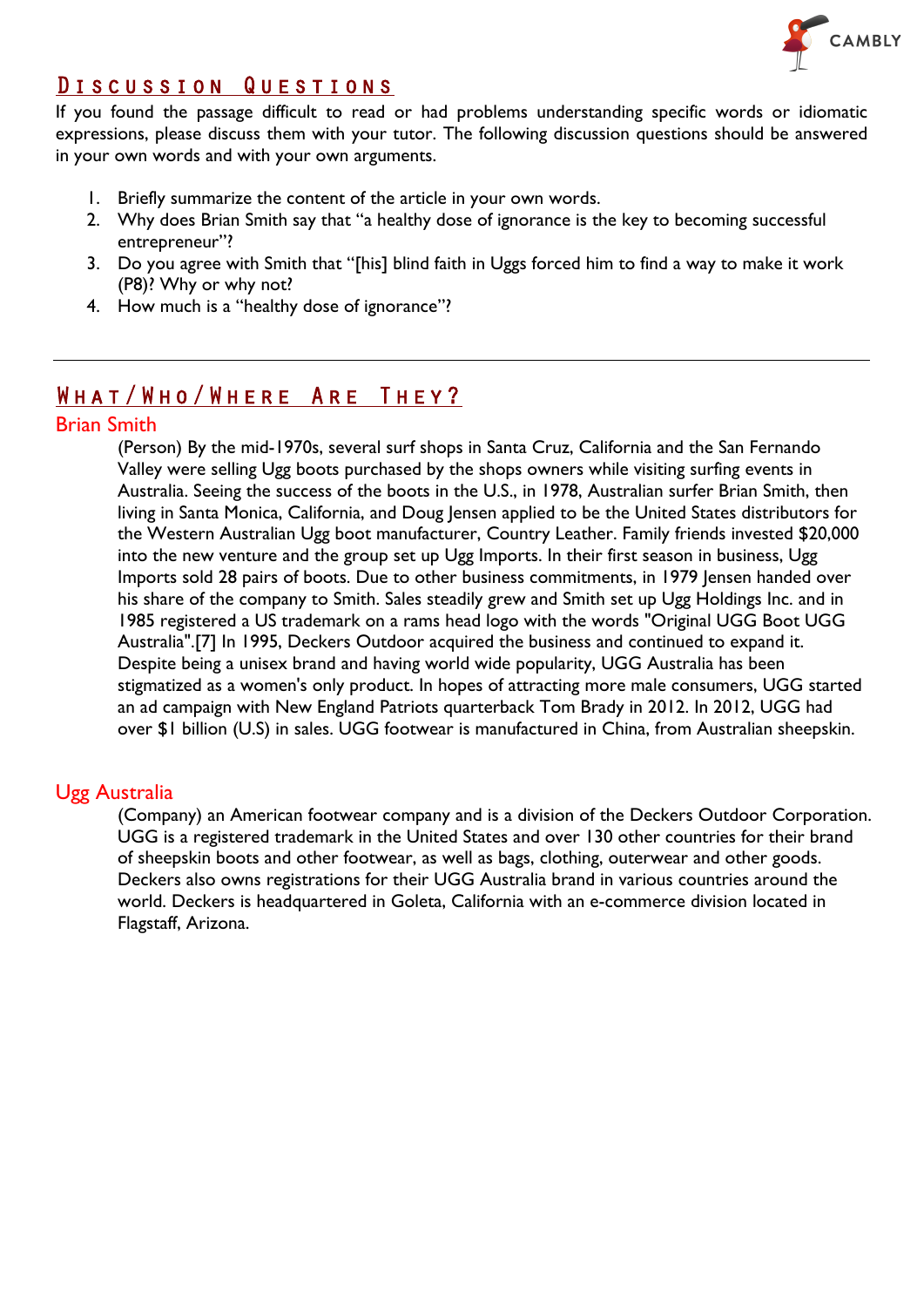## Discussion Questions

If you found the passage difficult to read or had problems understanding specific words or idiomatic expressions, please discuss them with your tutor. The following discussion questions should be answered in your own words and with your own arguments.

1. Briefly summarize the content of the article in your own words.
2. Why does Brian Smith say that "a healthy dose of ignorance is the key to becoming successful entrepreneur"?
3. Do you agree with Smith that "[his] blind faith in Uggs forced him to find a way to make it work (P8)? Why or why not?
4. How much is a "healthy dose of ignorance"?

---

## What/Who/Where Are They?

### Brian Smith

(Person) By the mid-1970s, several surf shops in Santa Cruz, California and the San Fernando Valley were selling Ugg boots purchased by the shops owners while visiting surfing events in Australia. Seeing the success of the boots in the U.S., in 1978, Australian surfer Brian Smith, then living in Santa Monica, California, and Doug Jensen applied to be the United States distributors for the Western Australian Ugg boot manufacturer, Country Leather. Family friends invested $20,000 into the new venture and the group set up Ugg Imports. In their first season in business, Ugg Imports sold 28 pairs of boots. Due to other business commitments, in 1979 Jensen handed over his share of the company to Smith. Sales steadily grew and Smith set up Ugg Holdings Inc. and in 1985 registered a US trademark on a rams head logo with the words "Original UGG Boot UGG Australia".[7] In 1995, Deckers Outdoor acquired the business and continued to expand it. Despite being a unisex brand and having world wide popularity, UGG Australia has been stigmatized as a women's only product. In hopes of attracting more male consumers, UGG started an ad campaign with New England Patriots quarterback Tom Brady in 2012. In 2012, UGG had over $1 billion (U.S) in sales. UGG footwear is manufactured in China, from Australian sheepskin.

### Ugg Australia

(Company) an American footwear company and is a division of the Deckers Outdoor Corporation. UGG is a registered trademark in the United States and over 130 other countries for their brand of sheepskin boots and other footwear, as well as bags, clothing, outerwear and other goods. Deckers also owns registrations for their UGG Australia brand in various countries around the world. Deckers is headquartered in Goleta, California with an e-commerce division located in Flagstaff, Arizona.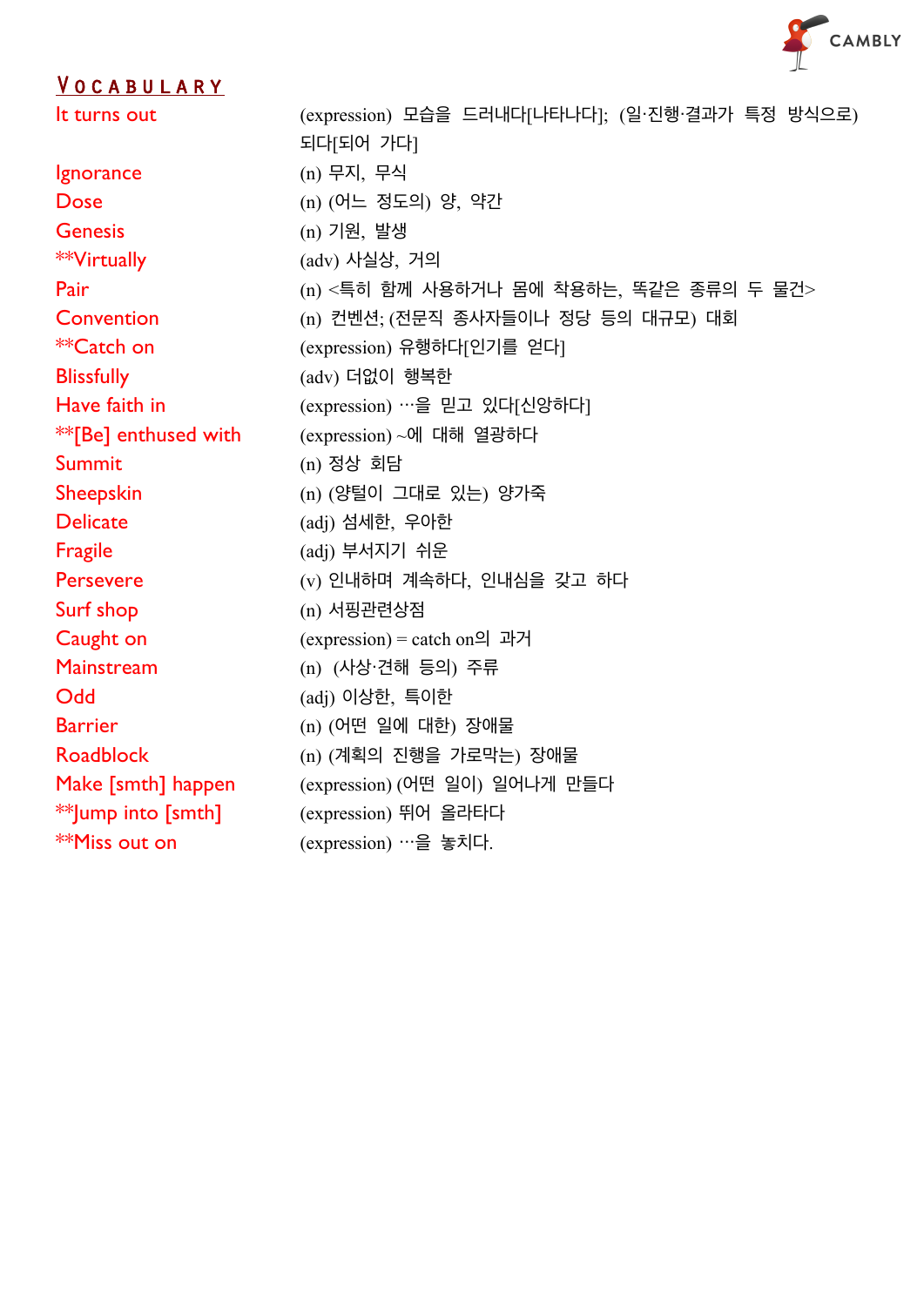## VOCABULARY

| | |
|---|---|
| It turns out | (expression) 모습을 드러내다[나타나다]; (일·진행·결과가 특정 방식으로) 되다[되어 가다] |
| Ignorance | (n) 무지, 무식 |
| Dose | (n) (어느 정도의) 양, 약간 |
| Genesis | (n) 기원, 발생 |
| **Virtually | (adv) 사실상, 거의 |
| Pair | (n) <특히 함께 사용하거나 몸에 착용하는, 똑같은 종류의 두 물건> |
| Convention | (n) 컨벤션; (전문직 종사자들이나 정당 등의 대규모) 대회 |
| **Catch on | (expression) 유행하다[인기를 얻다] |
| Blissfully | (adv) 더없이 행복한 |
| Have faith in | (expression) …을 믿고 있다[신앙하다] |
| **[Be] enthused with | (expression) ~에 대해 열광하다 |
| Summit | (n) 정상 회담 |
| Sheepskin | (n) (양털이 그대로 있는) 양가죽 |
| Delicate | (adj) 섬세한, 우아한 |
| Fragile | (adj) 부서지기 쉬운 |
| Persevere | (v) 인내하며 계속하다, 인내심을 갖고 하다 |
| Surf shop | (n) 서핑관련상점 |
| Caught on | (expression) = catch on의 과거 |
| Mainstream | (n) (사상·견해 등의) 주류 |
| Odd | (adj) 이상한, 특이한 |
| Barrier | (n) (어떤 일에 대한) 장애물 |
| Roadblock | (n) (계획의 진행을 가로막는) 장애물 |
| Make [smth] happen | (expression) (어떤 일이) 일어나게 만들다 |
| **Jump into [smth] | (expression) 뛰어 올라타다 |
| **Miss out on | (expression) …을 놓치다. |